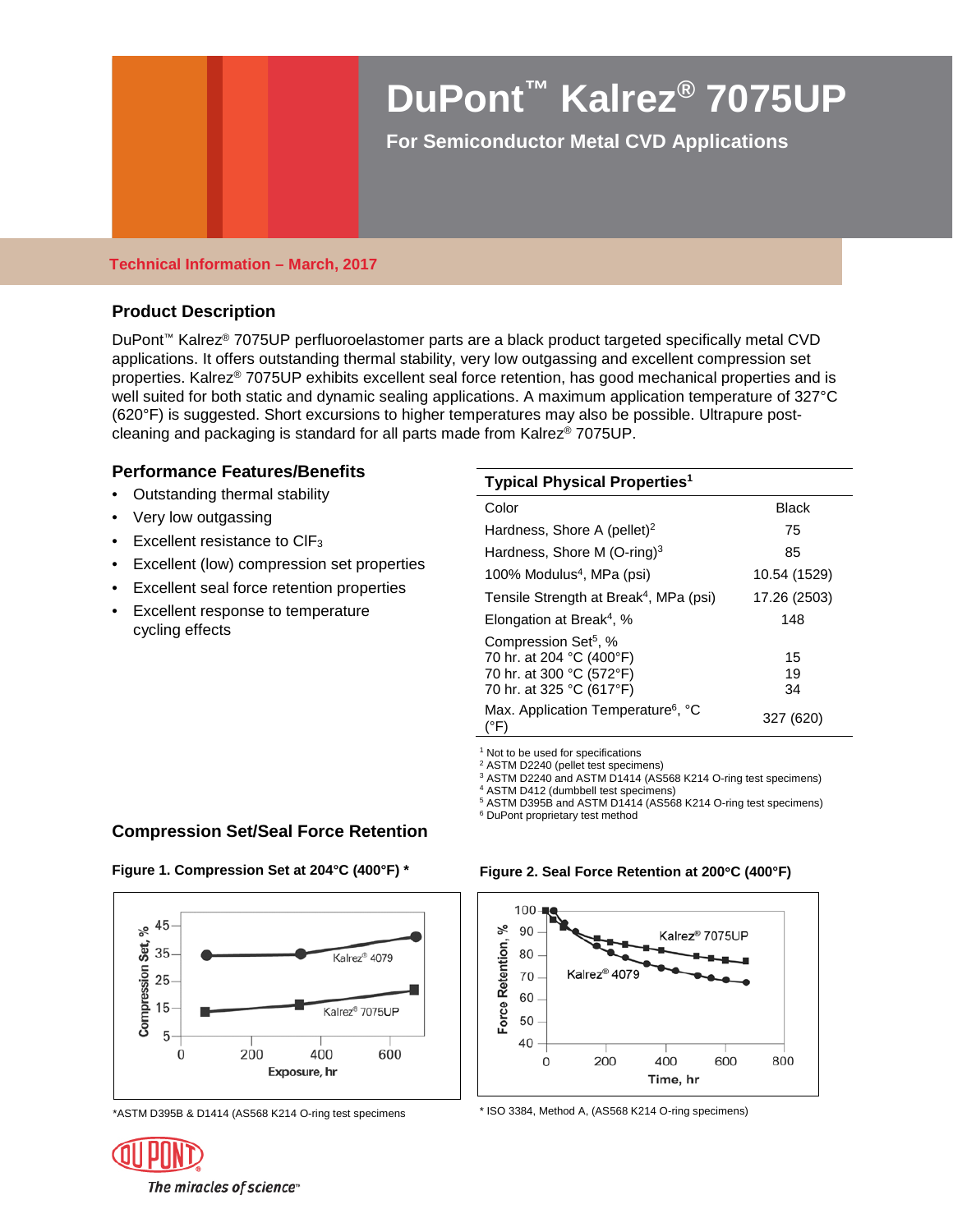# DuPont™ Kalrez® 7075UP

**For Semiconductor Metal CVD Applications**

**Technical Information – March, 2017**

## Product Description

DuPont™ Kalrez® 7075UP perfluoroelastomer parts are a black product targeted specifically metal CVD applications. It offers outstanding thermal stability, very low outgassing and excellent compression set properties. Kalrez® 7075UP exhibits excellent seal force retention, has good mechanical properties and is well suited for both static and dynamic sealing applications. A maximum application temperature of 327°C (620°F) is suggested. Short excursions to higher temperatures may also be possible. Ultrapure post-cleaning and packaging is standard for all parts made from Kalrez® 7075UP.

## Performance Features/Benefits

- Outstanding thermal stability
- Very low outgassing
- Excellent resistance to $ClF_3$
- Excellent (low) compression set properties
- Excellent seal force retention properties
- Excellent response to temperature cycling effects

| Typical Physical Properties[1] | |
|---|---|
| Color | Black |
| Hardness, Shore A (pellet)[2] | 75 |
| Hardness, Shore M (O-ring)[3] | 85 |
| 100% Modulus[4], MPa (psi) | 10.54 (1529) |
| Tensile Strength at Break[4], MPa (psi) | 17.26 (2503) |
| Elongation at Break[4], % | 148 |
| Compression Set[5], % | |
| 70 hr. at 204 °C (400°F) | 15 |
| 70 hr. at 300 °C (572°F) | 19 |
| 70 hr. at 325 °C (617°F) | 34 |
| Max. Application Temperature[6], °C (°F) | 327 (620) |

[1] Not to be used for specifications
[2] ASTM D2240 (pellet test specimens)
[3] ASTM D2240 and ASTM D1414 (AS568 K214 O-ring test specimens)
[4] ASTM D412 (dumbbell test specimens)
[5] ASTM D395B and ASTM D1414 (AS568 K214 O-ring test specimens)
[6] DuPont proprietary test method

## Compression Set/Seal Force Retention

**Figure 1. Compression Set at 204°C (400°F) \***

*ASTM D395B & D1414 (AS568 K214 O-ring test specimens

**Figure 2. Seal Force Retention at 200°C (400°F)**

\* ISO 3384, Method A, (AS568 K214 O-ring specimens)

The miracles of science™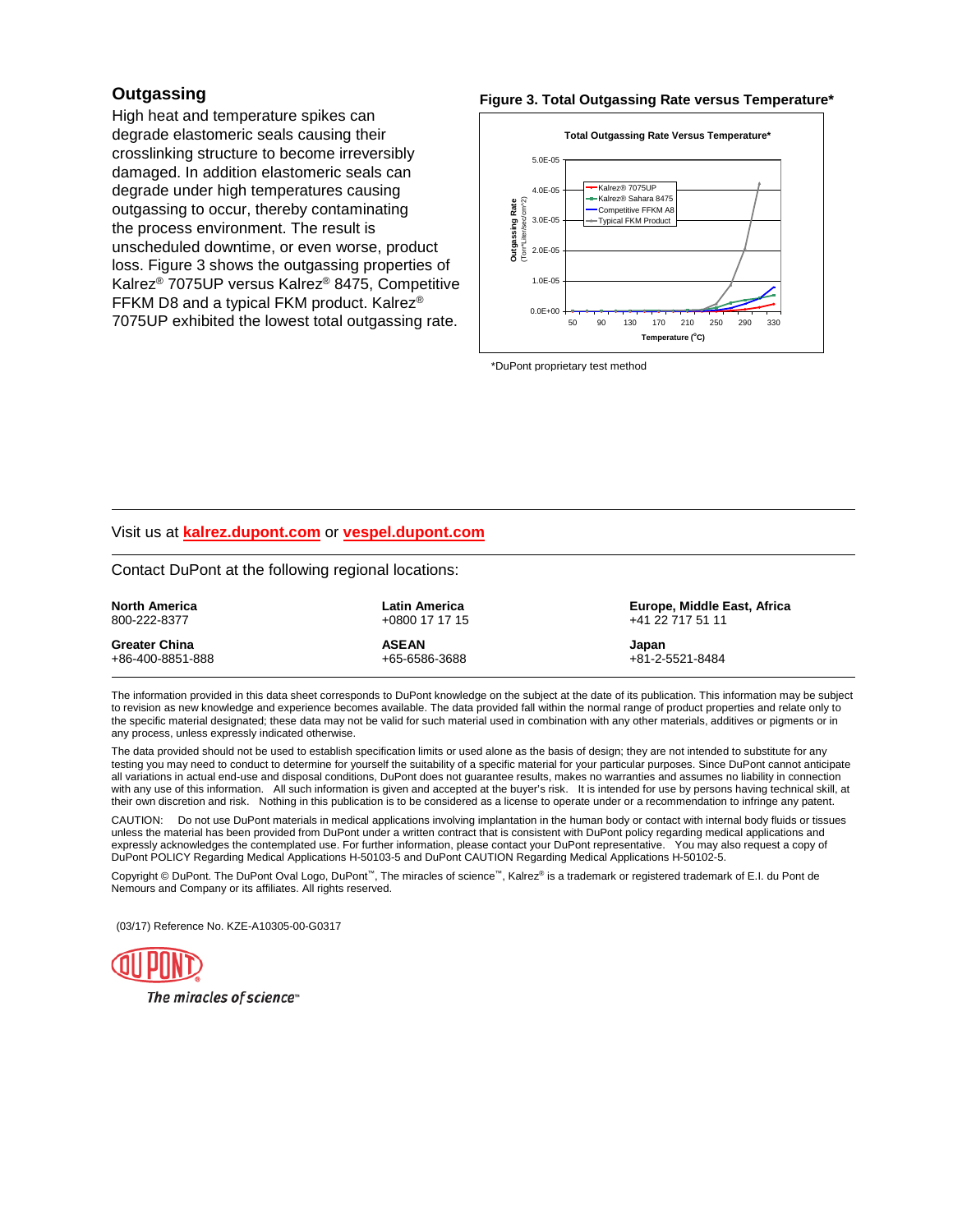## Outgassing

High heat and temperature spikes can degrade elastomeric seals causing their crosslinking structure to become irreversibly damaged. In addition elastomeric seals can degrade under high temperatures causing outgassing to occur, thereby contaminating the process environment. The result is unscheduled downtime, or even worse, product loss. Figure 3 shows the outgassing properties of Kalrez® 7075UP versus Kalrez® 8475, Competitive FFKM D8 and a typical FKM product. Kalrez® 7075UP exhibited the lowest total outgassing rate.

**Figure 3. Total Outgassing Rate versus Temperature***

Total Outgassing Rate Versus Temperature*

Outgassing Rate (Torr*Liter/sec/cm^2)

5.0E-05
4.0E-05
3.0E-05
2.0E-05
1.0E-05
0.0E+00

50 90 130 170 210 250 290 330

Temperature (°C)

Kalrez® 7075UP
Kalrez® Sahara 8475
Competitive FFKM A8
Typical FKM Product

*DuPont proprietary test method

---

Visit us at **kalrez.dupont.com** or **vespel.dupont.com**

---

Contact DuPont at the following regional locations:

**North America**
800-222-8377

**Latin America**
+0800 17 17 15

**Europe, Middle East, Africa**
+41 22 717 51 11

**Greater China**
+86-400-8851-888

**ASEAN**
+65-6586-3688

**Japan**
+81-2-5521-8484

---

The information provided in this data sheet corresponds to DuPont knowledge on the subject at the date of its publication. This information may be subject to revision as new knowledge and experience becomes available. The data provided fall within the normal range of product properties and relate only to the specific material designated; these data may not be valid for such material used in combination with any other materials, additives or pigments or in any process, unless expressly indicated otherwise.

The data provided should not be used to establish specification limits or used alone as the basis of design; they are not intended to substitute for any testing you may need to conduct to determine for yourself the suitability of a specific material for your particular purposes. Since DuPont cannot anticipate all variations in actual end-use and disposal conditions, DuPont does not guarantee results, makes no warranties and assumes no liability in connection with any use of this information. All such information is given and accepted at the buyer's risk. It is intended for use by persons having technical skill, at their own discretion and risk. Nothing in this publication is to be considered as a license to operate under or a recommendation to infringe any patent.

CAUTION: Do not use DuPont materials in medical applications involving implantation in the human body or contact with internal body fluids or tissues unless the material has been provided from DuPont under a written contract that is consistent with DuPont policy regarding medical applications and expressly acknowledges the contemplated use. For further information, please contact your DuPont representative. You may also request a copy of DuPont POLICY Regarding Medical Applications H-50103-5 and DuPont CAUTION Regarding Medical Applications H-50102-5.

Copyright © DuPont. The DuPont Oval Logo, DuPont™, The miracles of science™, Kalrez® is a trademark or registered trademark of E.I. du Pont de Nemours and Company or its affiliates. All rights reserved.

(03/17) Reference No. KZE-A10305-00-G0317

DUPONT

*The miracles of science™*